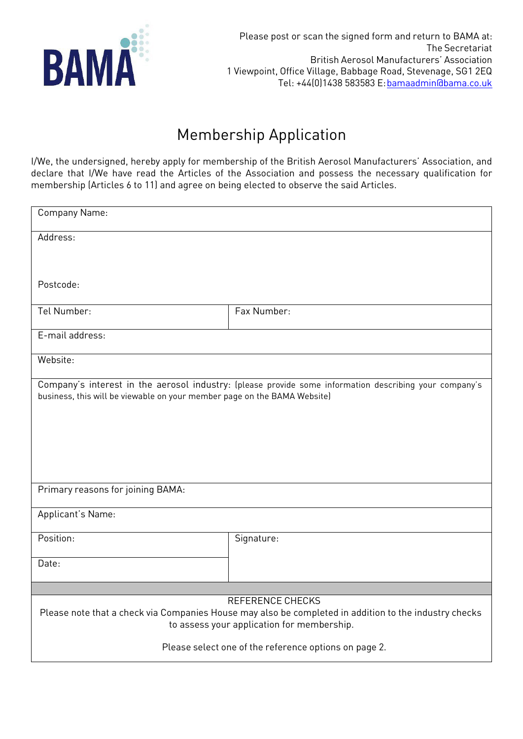BAMA

Please post or scan the signed form and return to BAMA at:
The Secretariat
British Aerosol Manufacturers' Association
1 Viewpoint, Office Village, Babbage Road, Stevenage, SG1 2EQ
Tel: +44(0)1438 583583 E: bamaadmin@bama.co.uk

# Membership Application

I/We, the undersigned, hereby apply for membership of the British Aerosol Manufacturers' Association, and declare that I/We have read the Articles of the Association and possess the necessary qualification for membership (Articles 6 to 11) and agree on being elected to observe the said Articles.

| | |
|---|---|
| Company Name: | |
| Address:<br><br>Postcode: | |
| Tel Number: | Fax Number: |
| E-mail address: | |
| Website: | |
| Company's interest in the aerosol industry: (please provide some information describing your company's business, this will be viewable on your member page on the BAMA Website) | |
| Primary reasons for joining BAMA: | |
| Applicant's Name: | |
| Position: | Signature: |
| Date: | |

REFERENCE CHECKS

Please note that a check via Companies House may also be completed in addition to the industry checks to assess your application for membership.

Please select one of the reference options on page 2.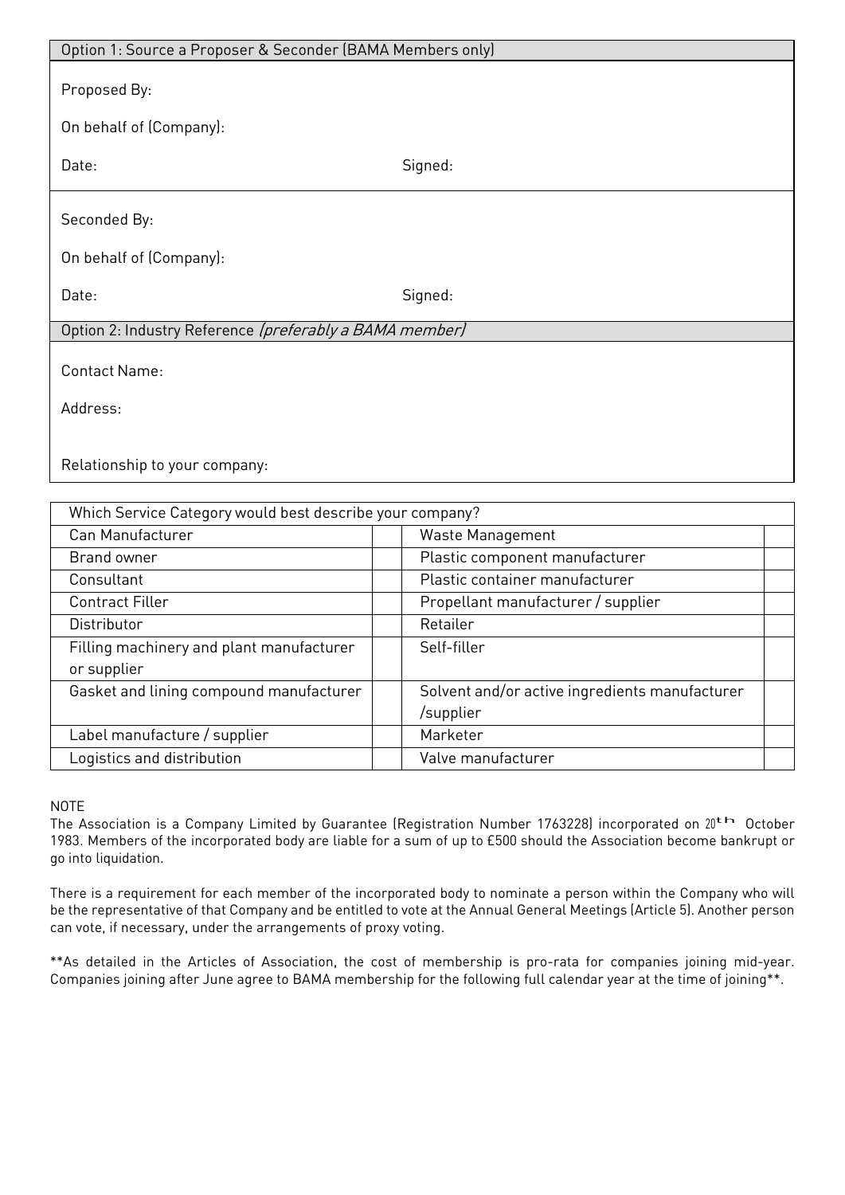| Option 1: Source a Proposer & Seconder (BAMA Members only) | |
|---|---|
| Proposed By: | |
| On behalf of (Company): | |
| Date: | Signed: |
| Seconded By: | |
| On behalf of (Company): | |
| Date: | Signed: |

| Option 2: Industry Reference *(preferably a BAMA member)* |
|---|
| Contact Name: |
| Address: |
| Relationship to your company: |

| Which Service Category would best describe your company? | | | |
|---|---|---|---|
| Can Manufacturer | | Waste Management | |
| Brand owner | | Plastic component manufacturer | |
| Consultant | | Plastic container manufacturer | |
| Contract Filler | | Propellant manufacturer / supplier | |
| Distributor | | Retailer | |
| Filling machinery and plant manufacturer or supplier | | Self-filler | |
| Gasket and lining compound manufacturer | | Solvent and/or active ingredients manufacturer /supplier | |
| Label manufacture / supplier | | Marketer | |
| Logistics and distribution | | Valve manufacturer | |

NOTE

The Association is a Company Limited by Guarantee (Registration Number 1763228) incorporated on 20th October 1983. Members of the incorporated body are liable for a sum of up to £500 should the Association become bankrupt or go into liquidation.

There is a requirement for each member of the incorporated body to nominate a person within the Company who will be the representative of that Company and be entitled to vote at the Annual General Meetings (Article 5). Another person can vote, if necessary, under the arrangements of proxy voting.

**As detailed in the Articles of Association, the cost of membership is pro-rata for companies joining mid-year. Companies joining after June agree to BAMA membership for the following full calendar year at the time of joining**.